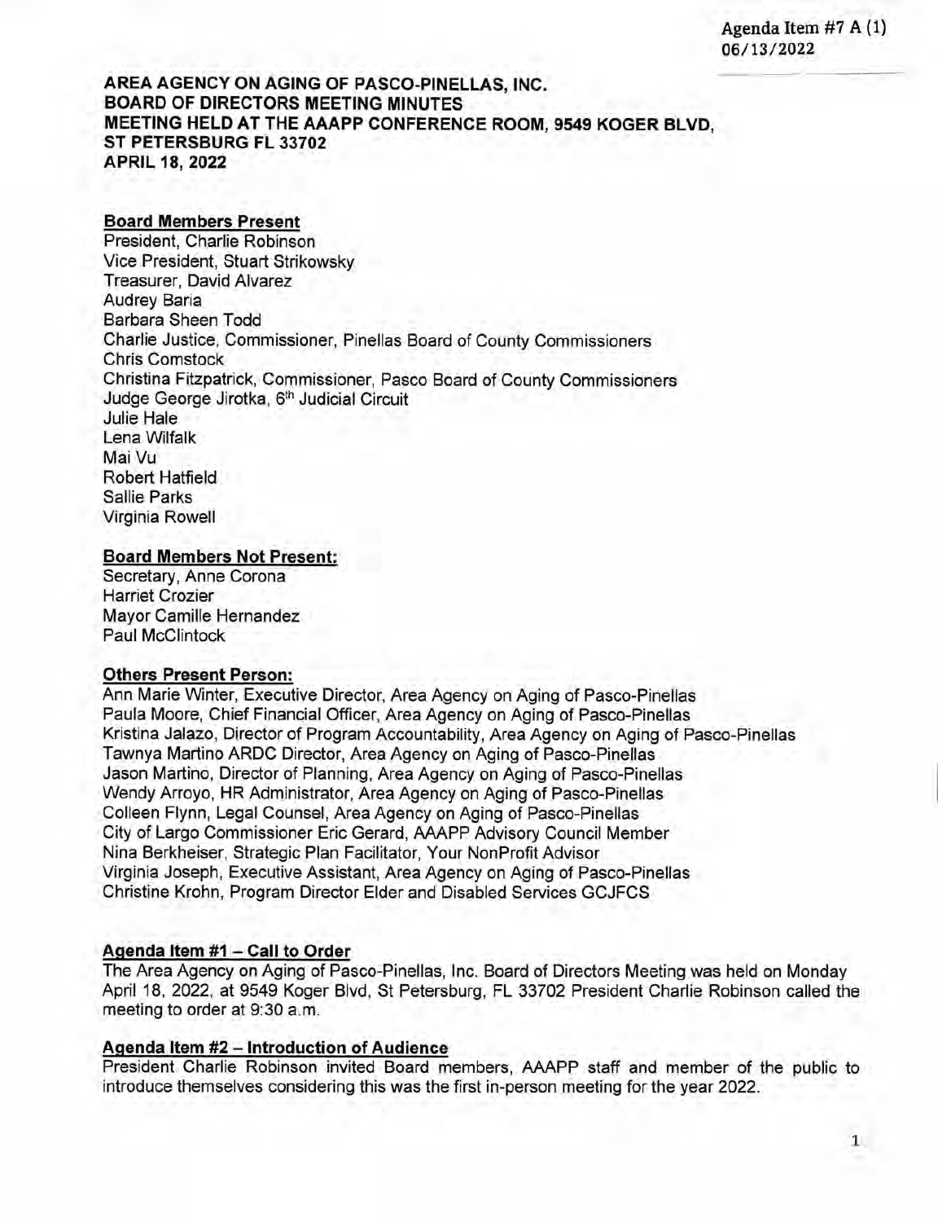Agenda Item #7 A (1)
06/13/2022

**AREA AGENCY ON AGING OF PASCO-PINELLAS, INC.**
**BOARD OF DIRECTORS MEETING MINUTES**
**MEETING HELD AT THE AAAPP CONFERENCE ROOM, 9549 KOGER BLVD, ST PETERSBURG FL 33702**
**APRIL 18, 2022**

**Board Members Present**

President, Charlie Robinson
Vice President, Stuart Strikowsky
Treasurer, David Alvarez
Audrey Baria
Barbara Sheen Todd
Charlie Justice, Commissioner, Pinellas Board of County Commissioners
Chris Comstock
Christina Fitzpatrick, Commissioner, Pasco Board of County Commissioners
Judge George Jirotka, 6th Judicial Circuit
Julie Hale
Lena Wilfalk
Mai Vu
Robert Hatfield
Sallie Parks
Virginia Rowell

**Board Members Not Present:**

Secretary, Anne Corona
Harriet Crozier
Mayor Camille Hernandez
Paul McClintock

**Others Present Person:**

Ann Marie Winter, Executive Director, Area Agency on Aging of Pasco-Pinellas
Paula Moore, Chief Financial Officer, Area Agency on Aging of Pasco-Pinellas
Kristina Jalazo, Director of Program Accountability, Area Agency on Aging of Pasco-Pinellas
Tawnya Martino ARDC Director, Area Agency on Aging of Pasco-Pinellas
Jason Martino, Director of Planning, Area Agency on Aging of Pasco-Pinellas
Wendy Arroyo, HR Administrator, Area Agency on Aging of Pasco-Pinellas
Colleen Flynn, Legal Counsel, Area Agency on Aging of Pasco-Pinellas
City of Largo Commissioner Eric Gerard, AAAPP Advisory Council Member
Nina Berkheiser, Strategic Plan Facilitator, Your NonProfit Advisor
Virginia Joseph, Executive Assistant, Area Agency on Aging of Pasco-Pinellas
Christine Krohn, Program Director Elder and Disabled Services GCJFCS

**Agenda Item #1 – Call to Order**

The Area Agency on Aging of Pasco-Pinellas, Inc. Board of Directors Meeting was held on Monday April 18, 2022, at 9549 Koger Blvd, St Petersburg, FL 33702 President Charlie Robinson called the meeting to order at 9:30 a.m.

**Agenda Item #2 – Introduction of Audience**

President Charlie Robinson invited Board members, AAAPP staff and member of the public to introduce themselves considering this was the first in-person meeting for the year 2022.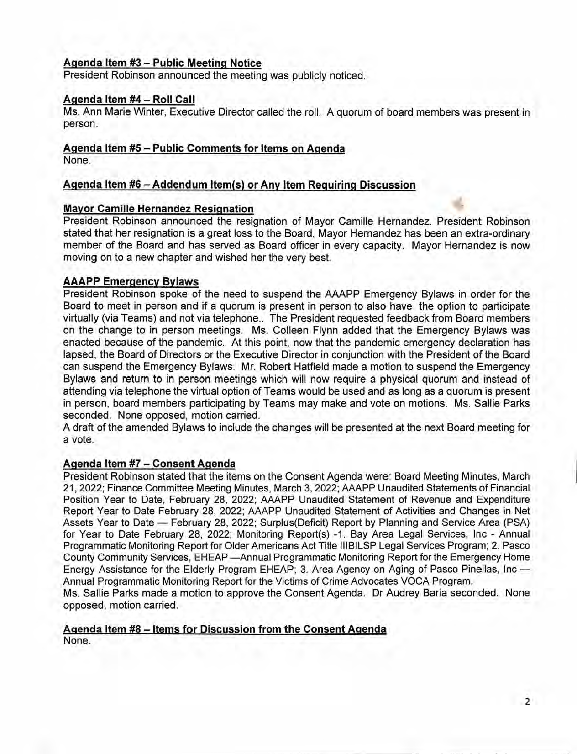**Agenda Item #3 – Public Meeting Notice**
President Robinson announced the meeting was publicly noticed.

**Agenda Item #4 – Roll Call**
Ms. Ann Marie Winter, Executive Director called the roll. A quorum of board members was present in person.

**Agenda Item #5 – Public Comments for Items on Agenda**
None.

**Agenda Item #6 – Addendum Item(s) or Any Item Requiring Discussion**

**Mayor Camille Hernandez Resignation**
President Robinson announced the resignation of Mayor Camille Hernandez. President Robinson stated that her resignation is a great loss to the Board, Mayor Hernandez has been an extra-ordinary member of the Board and has served as Board officer in every capacity. Mayor Hernandez is now moving on to a new chapter and wished her the very best.

**AAAPP Emergency Bylaws**
President Robinson spoke of the need to suspend the AAAPP Emergency Bylaws in order for the Board to meet in person and if a quorum is present in person to also have the option to participate virtually (via Teams) and not via telephone.. The President requested feedback from Board members on the change to in person meetings. Ms. Colleen Flynn added that the Emergency Bylaws was enacted because of the pandemic. At this point, now that the pandemic emergency declaration has lapsed, the Board of Directors or the Executive Director in conjunction with the President of the Board can suspend the Emergency Bylaws. Mr. Robert Hatfield made a motion to suspend the Emergency Bylaws and return to in person meetings which will now require a physical quorum and instead of attending via telephone the virtual option of Teams would be used and as long as a quorum is present in person, board members participating by Teams may make and vote on motions. Ms. Sallie Parks seconded. None opposed, motion carried.
A draft of the amended Bylaws to include the changes will be presented at the next Board meeting for a vote.

**Agenda Item #7 – Consent Agenda**
President Robinson stated that the items on the Consent Agenda were: Board Meeting Minutes, March 21, 2022; Finance Committee Meeting Minutes, March 3, 2022; AAAPP Unaudited Statements of Financial Position Year to Date, February 28, 2022; AAAPP Unaudited Statement of Revenue and Expenditure Report Year to Date February 28, 2022; AAAPP Unaudited Statement of Activities and Changes in Net Assets Year to Date — February 28, 2022; Surplus(Deficit) Report by Planning and Service Area (PSA) for Year to Date February 28, 2022; Monitoring Report(s) -1. Bay Area Legal Services, Inc - Annual Programmatic Monitoring Report for Older Americans Act Title IIIBILSP Legal Services Program; 2. Pasco County Community Services, EHEAP —Annual Programmatic Monitoring Report for the Emergency Home Energy Assistance for the Elderly Program EHEAP; 3. Area Agency on Aging of Pasco Pinellas, Inc — Annual Programmatic Monitoring Report for the Victims of Crime Advocates VOCA Program.
Ms. Sallie Parks made a motion to approve the Consent Agenda. Dr Audrey Baria seconded. None opposed, motion carried.

**Agenda Item #8 – Items for Discussion from the Consent Agenda**
None.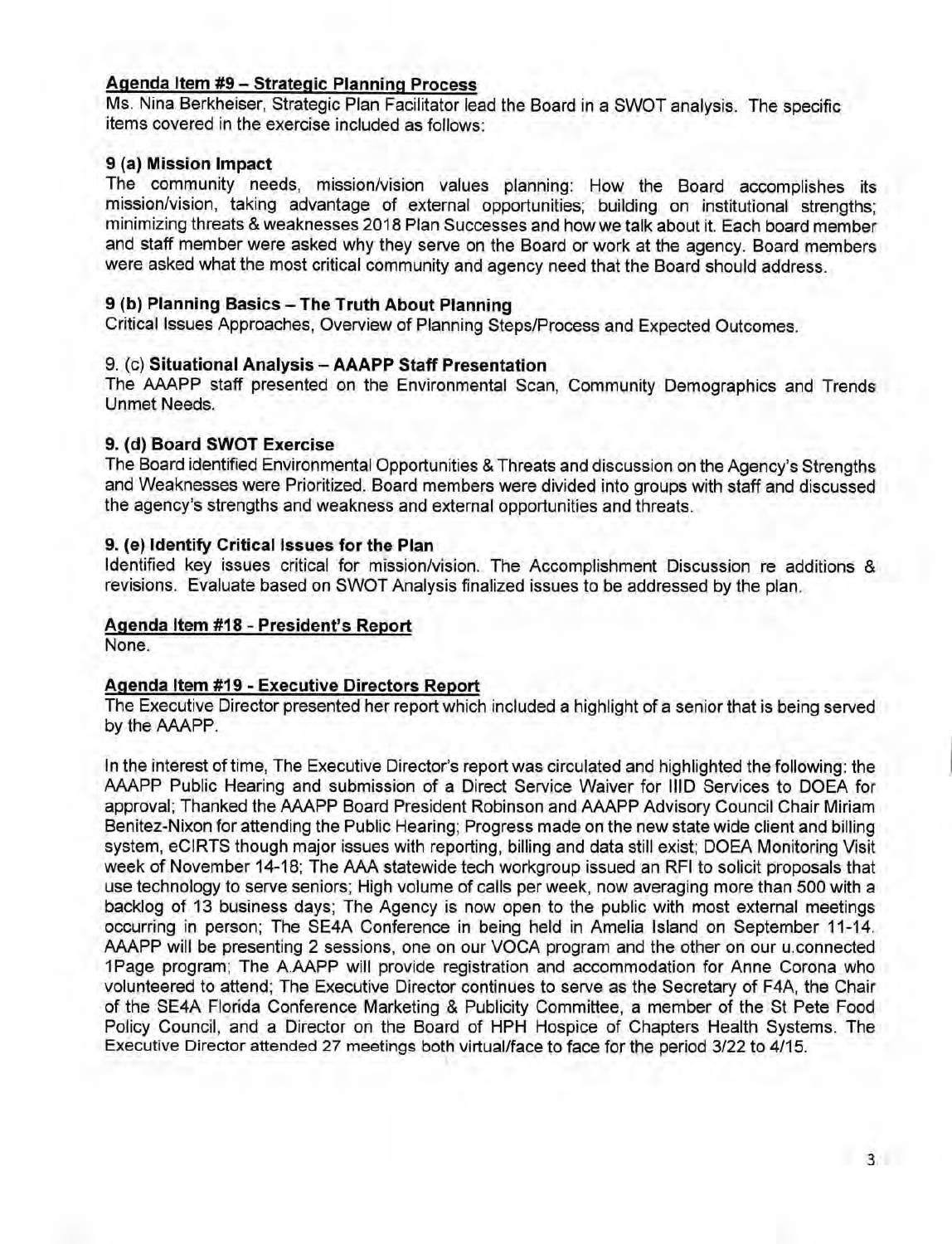## Agenda Item #9 – Strategic Planning Process

Ms. Nina Berkheiser, Strategic Plan Facilitator lead the Board in a SWOT analysis. The specific items covered in the exercise included as follows:

### 9 (a) Mission Impact

The community needs, mission/vision values planning: How the Board accomplishes its mission/vision, taking advantage of external opportunities; building on institutional strengths; minimizing threats & weaknesses 2018 Plan Successes and how we talk about it. Each board member and staff member were asked why they serve on the Board or work at the agency. Board members were asked what the most critical community and agency need that the Board should address.

### 9 (b) Planning Basics – The Truth About Planning

Critical Issues Approaches, Overview of Planning Steps/Process and Expected Outcomes.

### 9. (c) Situational Analysis – AAAPP Staff Presentation

The AAAPP staff presented on the Environmental Scan, Community Demographics and Trends Unmet Needs.

### 9. (d) Board SWOT Exercise

The Board identified Environmental Opportunities & Threats and discussion on the Agency's Strengths and Weaknesses were Prioritized. Board members were divided into groups with staff and discussed the agency's strengths and weakness and external opportunities and threats.

### 9. (e) Identify Critical Issues for the Plan

Identified key issues critical for mission/vision. The Accomplishment Discussion re additions & revisions. Evaluate based on SWOT Analysis finalized issues to be addressed by the plan.

## Agenda Item #18 - President's Report

None.

## Agenda Item #19 - Executive Directors Report

The Executive Director presented her report which included a highlight of a senior that is being served by the AAAPP.

In the interest of time, The Executive Director's report was circulated and highlighted the following: the AAAPP Public Hearing and submission of a Direct Service Waiver for IIID Services to DOEA for approval; Thanked the AAAPP Board President Robinson and AAAPP Advisory Council Chair Miriam Benitez-Nixon for attending the Public Hearing; Progress made on the new state wide client and billing system, eCIRTS though major issues with reporting, billing and data still exist; DOEA Monitoring Visit week of November 14-18; The AAA statewide tech workgroup issued an RFI to solicit proposals that use technology to serve seniors; High volume of calls per week, now averaging more than 500 with a backlog of 13 business days; The Agency is now open to the public with most external meetings occurring in person; The SE4A Conference in being held in Amelia Island on September 11-14. AAAPP will be presenting 2 sessions, one on our VOCA program and the other on our u.connected 1Page program; The A.AAPP will provide registration and accommodation for Anne Corona who volunteered to attend; The Executive Director continues to serve as the Secretary of F4A, the Chair of the SE4A Florida Conference Marketing & Publicity Committee, a member of the St Pete Food Policy Council, and a Director on the Board of HPH Hospice of Chapters Health Systems. The Executive Director attended 27 meetings both virtual/face to face for the period 3/22 to 4/15.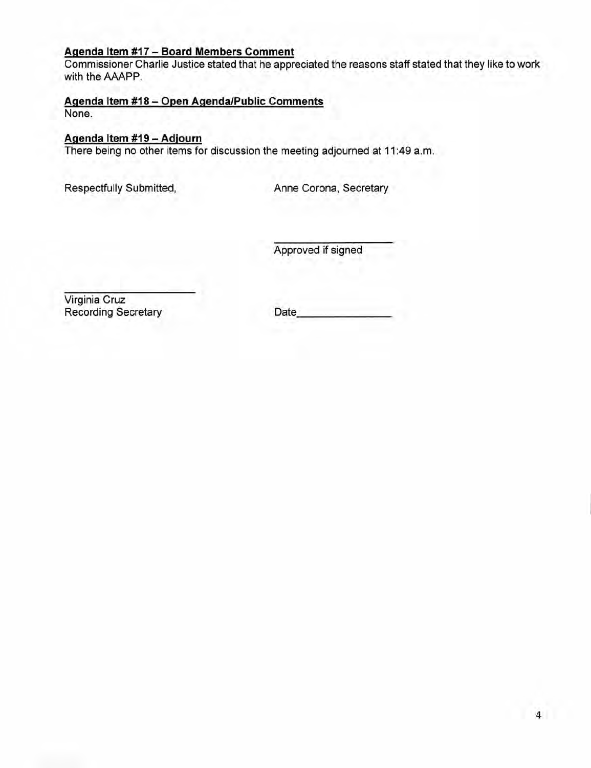**Agenda Item #17 – Board Members Comment**

Commissioner Charlie Justice stated that he appreciated the reasons staff stated that they like to work with the AAAPP.

**Agenda Item #18 – Open Agenda/Public Comments**

None.

**Agenda Item #19 – Adjourn**

There being no other items for discussion the meeting adjourned at 11:49 a.m.

Respectfully Submitted,

Anne Corona, Secretary

\_\_\_\_\_\_\_\_\_\_\_\_\_\_\_\_\_\_

Approved if signed

\_\_\_\_\_\_\_\_\_\_\_\_\_\_\_\_\_\_

Virginia Cruz

Recording Secretary

Date\_\_\_\_\_\_\_\_\_\_\_\_\_\_